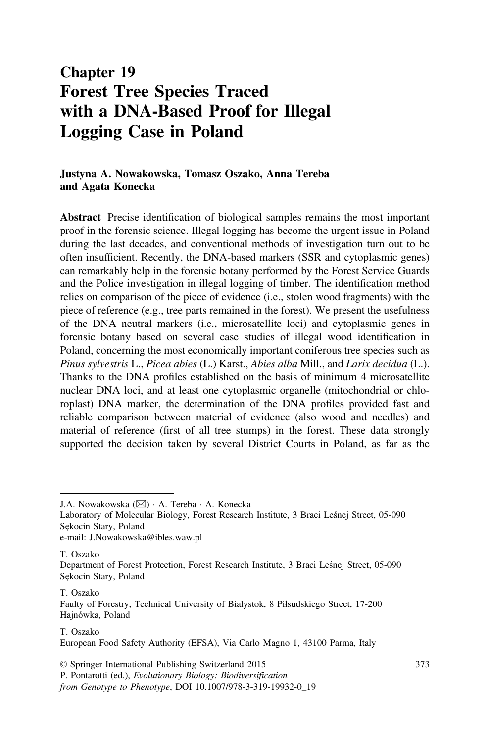# Chapter 19
# Forest Tree Species Traced with a DNA-Based Proof for Illegal Logging Case in Poland

**Justyna A. Nowakowska, Tomasz Oszako, Anna Tereba and Agata Konecka**

**Abstract** Precise identification of biological samples remains the most important proof in the forensic science. Illegal logging has become the urgent issue in Poland during the last decades, and conventional methods of investigation turn out to be often insufficient. Recently, the DNA-based markers (SSR and cytoplasmic genes) can remarkably help in the forensic botany performed by the Forest Service Guards and the Police investigation in illegal logging of timber. The identification method relies on comparison of the piece of evidence (i.e., stolen wood fragments) with the piece of reference (e.g., tree parts remained in the forest). We present the usefulness of the DNA neutral markers (i.e., microsatellite loci) and cytoplasmic genes in forensic botany based on several case studies of illegal wood identification in Poland, concerning the most economically important coniferous tree species such as *Pinus sylvestris* L., *Picea abies* (L.) Karst., *Abies alba* Mill., and *Larix decidua* (L.). Thanks to the DNA profiles established on the basis of minimum 4 microsatellite nuclear DNA loci, and at least one cytoplasmic organelle (mitochondrial or chloroplast) DNA marker, the determination of the DNA profiles provided fast and reliable comparison between material of evidence (also wood and needles) and material of reference (first of all tree stumps) in the forest. These data strongly supported the decision taken by several District Courts in Poland, as far as the

---

J.A. Nowakowska (✉) · A. Tereba · A. Konecka
Laboratory of Molecular Biology, Forest Research Institute, 3 Braci Leśnej Street, 05-090 Sękocin Stary, Poland
e-mail: J.Nowakowska@ibles.waw.pl

T. Oszako
Department of Forest Protection, Forest Research Institute, 3 Braci Leśnej Street, 05-090 Sękocin Stary, Poland

T. Oszako
Faulty of Forestry, Technical University of Bialystok, 8 Piłsudskiego Street, 17-200 Hajnówka, Poland

T. Oszako
European Food Safety Authority (EFSA), Via Carlo Magno 1, 43100 Parma, Italy

© Springer International Publishing Switzerland 2015
P. Pontarotti (ed.), *Evolutionary Biology: Biodiversification from Genotype to Phenotype*, DOI 10.1007/978-3-319-19932-0_19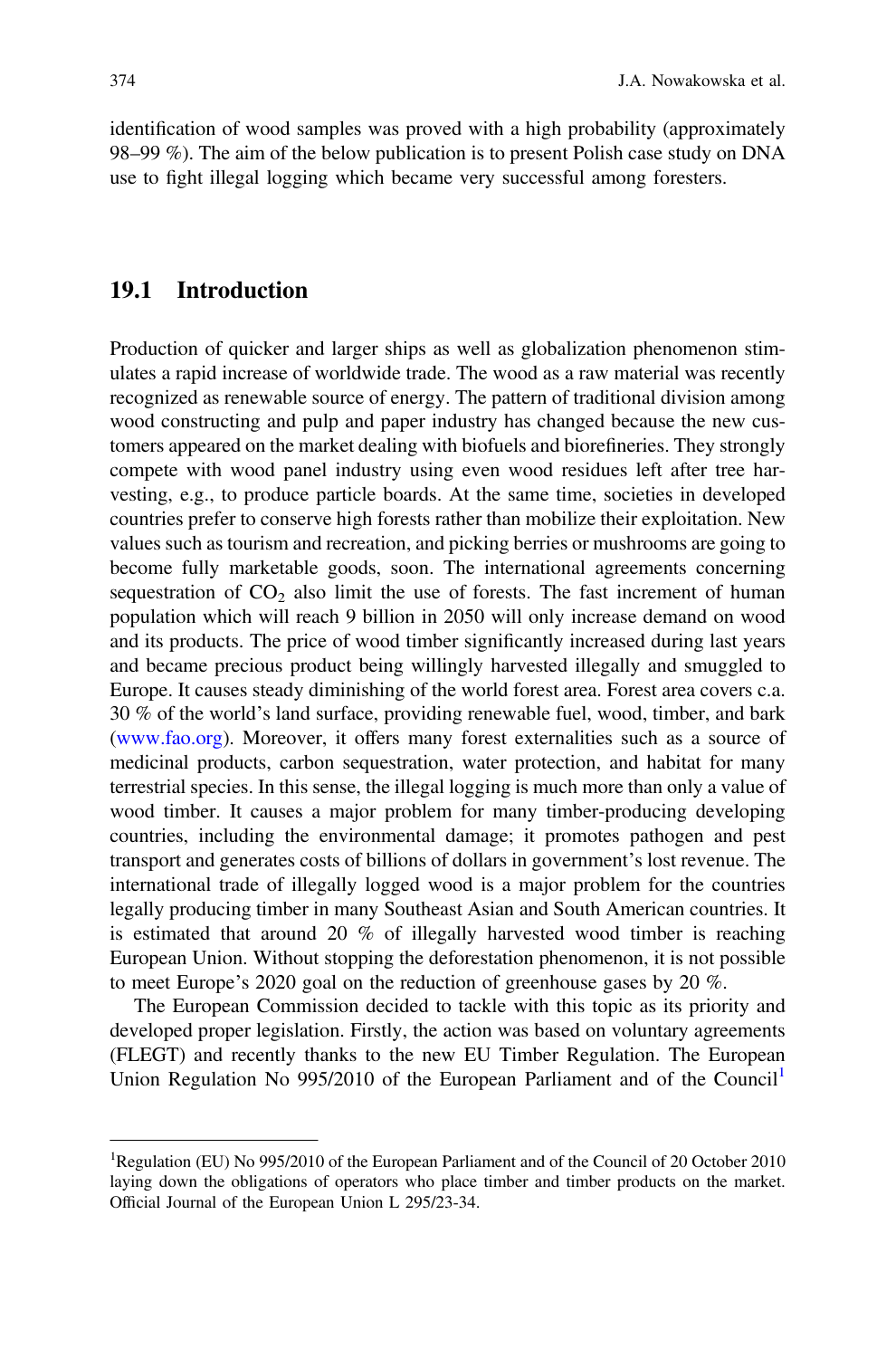identification of wood samples was proved with a high probability (approximately 98–99 %). The aim of the below publication is to present Polish case study on DNA use to fight illegal logging which became very successful among foresters.

## 19.1 Introduction

Production of quicker and larger ships as well as globalization phenomenon stimulates a rapid increase of worldwide trade. The wood as a raw material was recently recognized as renewable source of energy. The pattern of traditional division among wood constructing and pulp and paper industry has changed because the new customers appeared on the market dealing with biofuels and biorefineries. They strongly compete with wood panel industry using even wood residues left after tree harvesting, e.g., to produce particle boards. At the same time, societies in developed countries prefer to conserve high forests rather than mobilize their exploitation. New values such as tourism and recreation, and picking berries or mushrooms are going to become fully marketable goods, soon. The international agreements concerning sequestration of $CO_2$ also limit the use of forests. The fast increment of human population which will reach 9 billion in 2050 will only increase demand on wood and its products. The price of wood timber significantly increased during last years and became precious product being willingly harvested illegally and smuggled to Europe. It causes steady diminishing of the world forest area. Forest area covers c.a. 30 % of the world's land surface, providing renewable fuel, wood, timber, and bark (www.fao.org). Moreover, it offers many forest externalities such as a source of medicinal products, carbon sequestration, water protection, and habitat for many terrestrial species. In this sense, the illegal logging is much more than only a value of wood timber. It causes a major problem for many timber-producing developing countries, including the environmental damage; it promotes pathogen and pest transport and generates costs of billions of dollars in government's lost revenue. The international trade of illegally logged wood is a major problem for the countries legally producing timber in many Southeast Asian and South American countries. It is estimated that around 20 % of illegally harvested wood timber is reaching European Union. Without stopping the deforestation phenomenon, it is not possible to meet Europe's 2020 goal on the reduction of greenhouse gases by 20 %.

The European Commission decided to tackle with this topic as its priority and developed proper legislation. Firstly, the action was based on voluntary agreements (FLEGT) and recently thanks to the new EU Timber Regulation. The European Union Regulation No 995/2010 of the European Parliament and of the Council[1]

---

[1] Regulation (EU) No 995/2010 of the European Parliament and of the Council of 20 October 2010 laying down the obligations of operators who place timber and timber products on the market. Official Journal of the European Union L 295/23-34.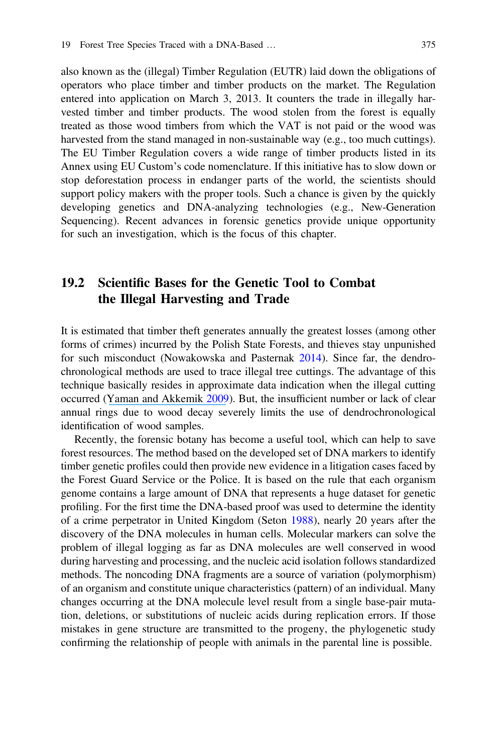also known as the (illegal) Timber Regulation (EUTR) laid down the obligations of operators who place timber and timber products on the market. The Regulation entered into application on March 3, 2013. It counters the trade in illegally harvested timber and timber products. The wood stolen from the forest is equally treated as those wood timbers from which the VAT is not paid or the wood was harvested from the stand managed in non-sustainable way (e.g., too much cuttings). The EU Timber Regulation covers a wide range of timber products listed in its Annex using EU Custom's code nomenclature. If this initiative has to slow down or stop deforestation process in endanger parts of the world, the scientists should support policy makers with the proper tools. Such a chance is given by the quickly developing genetics and DNA-analyzing technologies (e.g., New-Generation Sequencing). Recent advances in forensic genetics provide unique opportunity for such an investigation, which is the focus of this chapter.

## 19.2 Scientific Bases for the Genetic Tool to Combat the Illegal Harvesting and Trade

It is estimated that timber theft generates annually the greatest losses (among other forms of crimes) incurred by the Polish State Forests, and thieves stay unpunished for such misconduct (Nowakowska and Pasternak 2014). Since far, the dendrochronological methods are used to trace illegal tree cuttings. The advantage of this technique basically resides in approximate data indication when the illegal cutting occurred (Yaman and Akkemik 2009). But, the insufficient number or lack of clear annual rings due to wood decay severely limits the use of dendrochronological identification of wood samples.

Recently, the forensic botany has become a useful tool, which can help to save forest resources. The method based on the developed set of DNA markers to identify timber genetic profiles could then provide new evidence in a litigation cases faced by the Forest Guard Service or the Police. It is based on the rule that each organism genome contains a large amount of DNA that represents a huge dataset for genetic profiling. For the first time the DNA-based proof was used to determine the identity of a crime perpetrator in United Kingdom (Seton 1988), nearly 20 years after the discovery of the DNA molecules in human cells. Molecular markers can solve the problem of illegal logging as far as DNA molecules are well conserved in wood during harvesting and processing, and the nucleic acid isolation follows standardized methods. The noncoding DNA fragments are a source of variation (polymorphism) of an organism and constitute unique characteristics (pattern) of an individual. Many changes occurring at the DNA molecule level result from a single base-pair mutation, deletions, or substitutions of nucleic acids during replication errors. If those mistakes in gene structure are transmitted to the progeny, the phylogenetic study confirming the relationship of people with animals in the parental line is possible.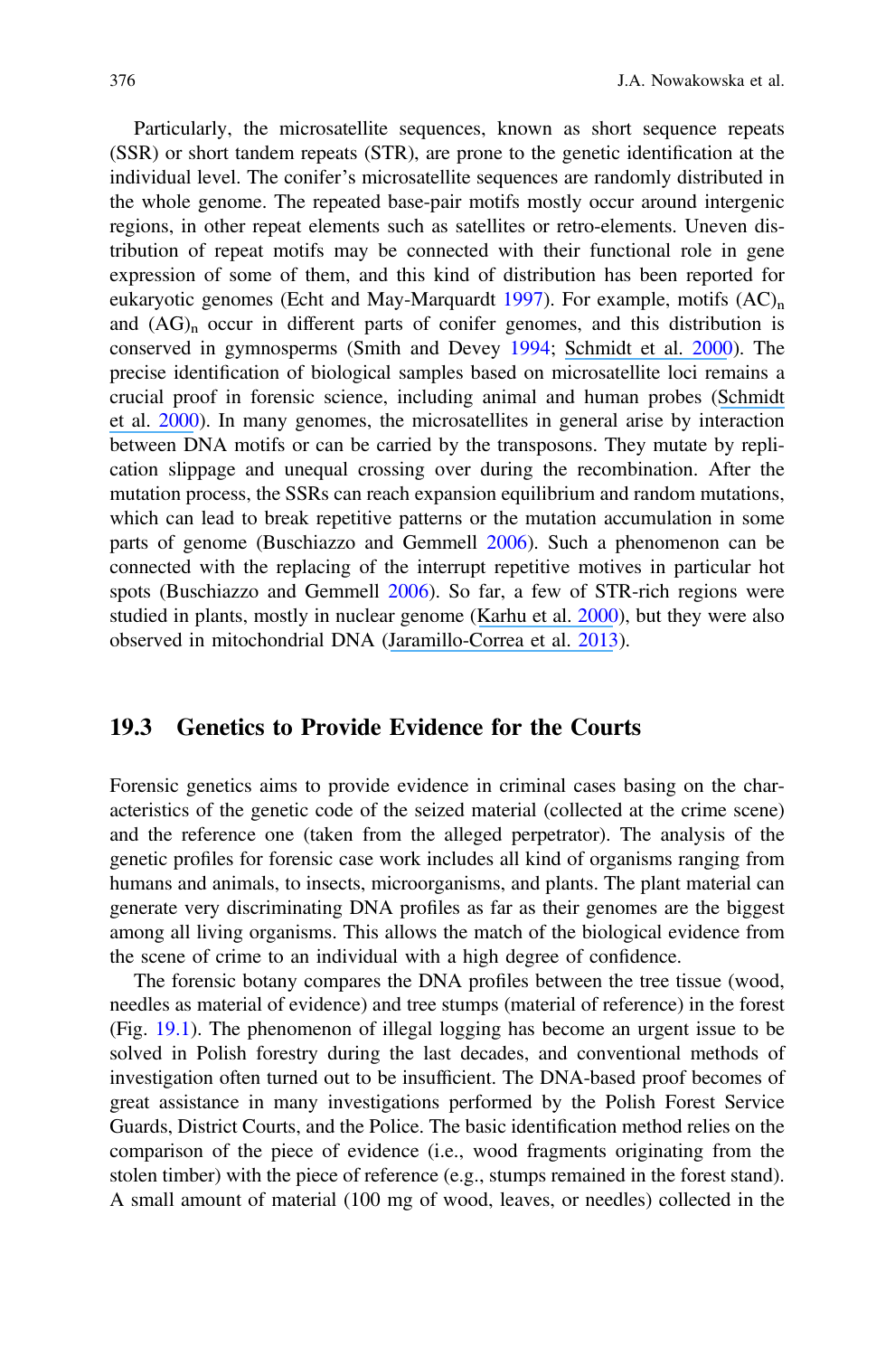Particularly, the microsatellite sequences, known as short sequence repeats (SSR) or short tandem repeats (STR), are prone to the genetic identification at the individual level. The conifer's microsatellite sequences are randomly distributed in the whole genome. The repeated base-pair motifs mostly occur around intergenic regions, in other repeat elements such as satellites or retro-elements. Uneven distribution of repeat motifs may be connected with their functional role in gene expression of some of them, and this kind of distribution has been reported for eukaryotic genomes (Echt and May-Marquardt 1997). For example, motifs $(AC)_n$ and $(AG)_n$ occur in different parts of conifer genomes, and this distribution is conserved in gymnosperms (Smith and Devey 1994; Schmidt et al. 2000). The precise identification of biological samples based on microsatellite loci remains a crucial proof in forensic science, including animal and human probes (Schmidt et al. 2000). In many genomes, the microsatellites in general arise by interaction between DNA motifs or can be carried by the transposons. They mutate by replication slippage and unequal crossing over during the recombination. After the mutation process, the SSRs can reach expansion equilibrium and random mutations, which can lead to break repetitive patterns or the mutation accumulation in some parts of genome (Buschiazzo and Gemmell 2006). Such a phenomenon can be connected with the replacing of the interrupt repetitive motives in particular hot spots (Buschiazzo and Gemmell 2006). So far, a few of STR-rich regions were studied in plants, mostly in nuclear genome (Karhu et al. 2000), but they were also observed in mitochondrial DNA (Jaramillo-Correa et al. 2013).

## 19.3 Genetics to Provide Evidence for the Courts

Forensic genetics aims to provide evidence in criminal cases basing on the characteristics of the genetic code of the seized material (collected at the crime scene) and the reference one (taken from the alleged perpetrator). The analysis of the genetic profiles for forensic case work includes all kind of organisms ranging from humans and animals, to insects, microorganisms, and plants. The plant material can generate very discriminating DNA profiles as far as their genomes are the biggest among all living organisms. This allows the match of the biological evidence from the scene of crime to an individual with a high degree of confidence.

The forensic botany compares the DNA profiles between the tree tissue (wood, needles as material of evidence) and tree stumps (material of reference) in the forest (Fig. 19.1). The phenomenon of illegal logging has become an urgent issue to be solved in Polish forestry during the last decades, and conventional methods of investigation often turned out to be insufficient. The DNA-based proof becomes of great assistance in many investigations performed by the Polish Forest Service Guards, District Courts, and the Police. The basic identification method relies on the comparison of the piece of evidence (i.e., wood fragments originating from the stolen timber) with the piece of reference (e.g., stumps remained in the forest stand). A small amount of material (100 mg of wood, leaves, or needles) collected in the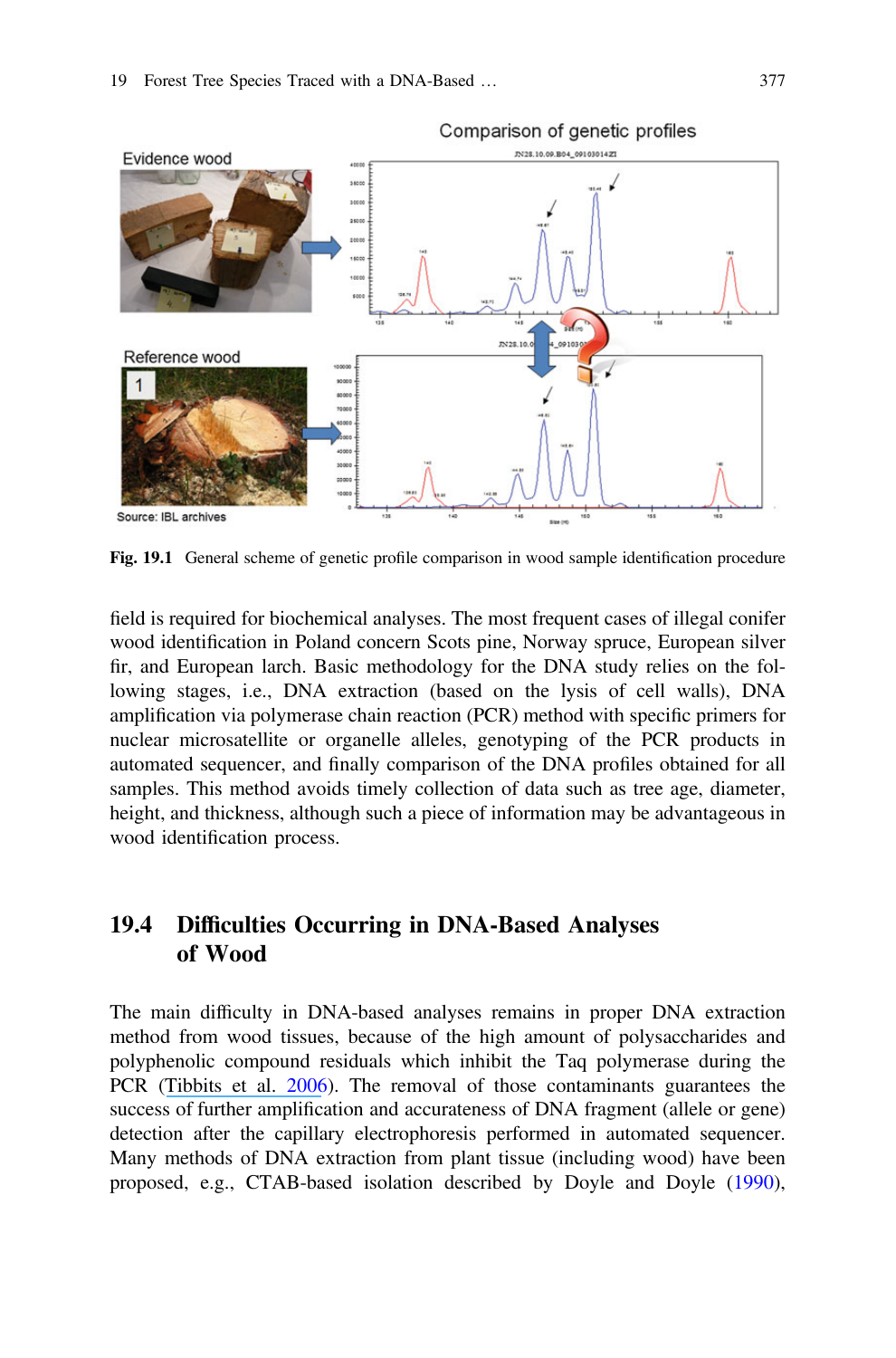**Fig. 19.1** General scheme of genetic profile comparison in wood sample identification procedure

field is required for biochemical analyses. The most frequent cases of illegal conifer wood identification in Poland concern Scots pine, Norway spruce, European silver fir, and European larch. Basic methodology for the DNA study relies on the following stages, i.e., DNA extraction (based on the lysis of cell walls), DNA amplification via polymerase chain reaction (PCR) method with specific primers for nuclear microsatellite or organelle alleles, genotyping of the PCR products in automated sequencer, and finally comparison of the DNA profiles obtained for all samples. This method avoids timely collection of data such as tree age, diameter, height, and thickness, although such a piece of information may be advantageous in wood identification process.

## 19.4 Difficulties Occurring in DNA-Based Analyses of Wood

The main difficulty in DNA-based analyses remains in proper DNA extraction method from wood tissues, because of the high amount of polysaccharides and polyphenolic compound residuals which inhibit the Taq polymerase during the PCR (Tibbits et al. 2006). The removal of those contaminants guarantees the success of further amplification and accurateness of DNA fragment (allele or gene) detection after the capillary electrophoresis performed in automated sequencer. Many methods of DNA extraction from plant tissue (including wood) have been proposed, e.g., CTAB-based isolation described by Doyle and Doyle (1990),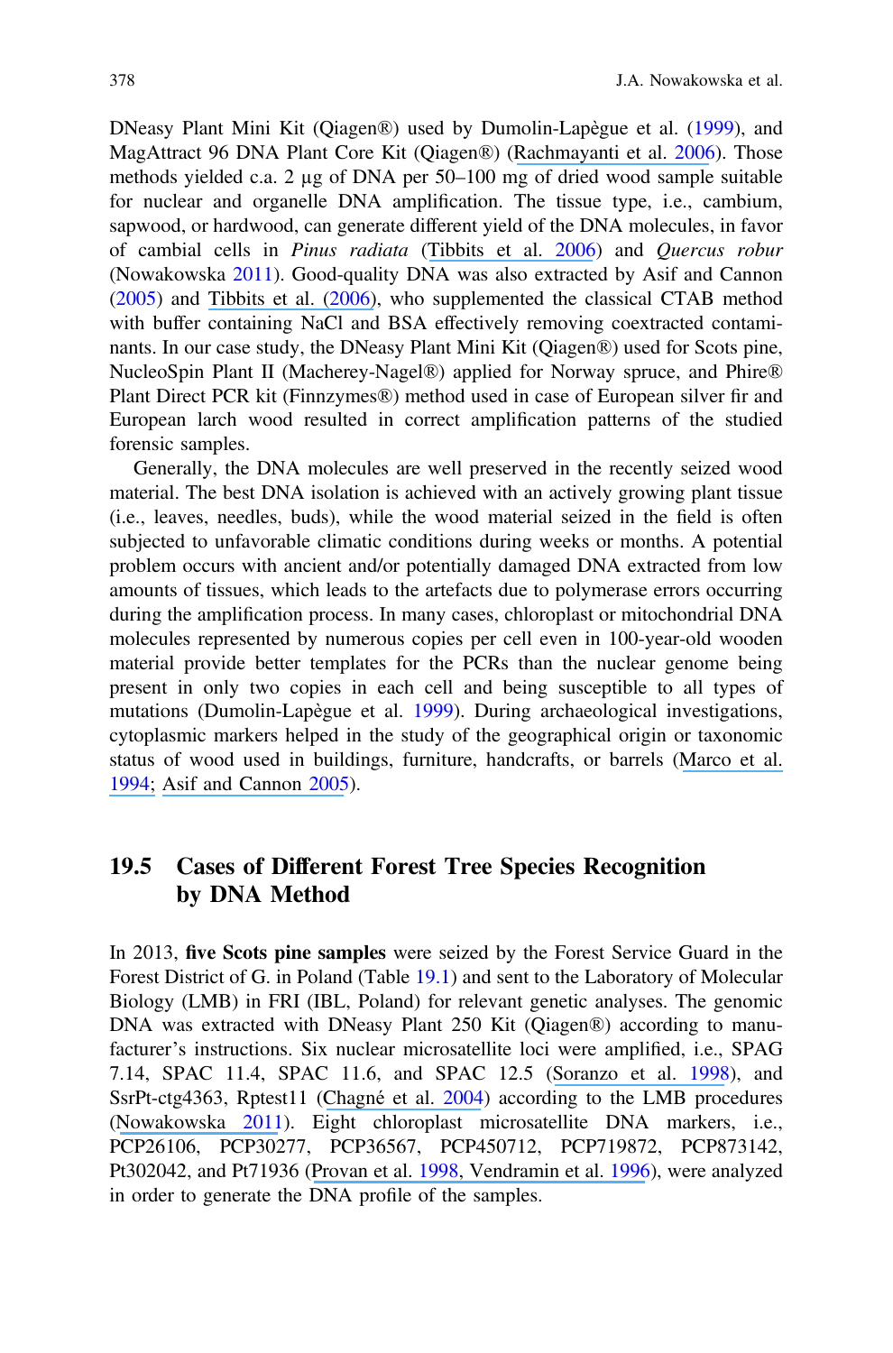DNeasy Plant Mini Kit (Qiagen®) used by Dumolin-Lapègue et al. (1999), and MagAttract 96 DNA Plant Core Kit (Qiagen®) (Rachmayanti et al. 2006). Those methods yielded c.a. 2 µg of DNA per 50–100 mg of dried wood sample suitable for nuclear and organelle DNA amplification. The tissue type, i.e., cambium, sapwood, or hardwood, can generate different yield of the DNA molecules, in favor of cambial cells in *Pinus radiata* (Tibbits et al. 2006) and *Quercus robur* (Nowakowska 2011). Good-quality DNA was also extracted by Asif and Cannon (2005) and Tibbits et al. (2006), who supplemented the classical CTAB method with buffer containing NaCl and BSA effectively removing coextracted contaminants. In our case study, the DNeasy Plant Mini Kit (Qiagen®) used for Scots pine, NucleoSpin Plant II (Macherey-Nagel®) applied for Norway spruce, and Phire® Plant Direct PCR kit (Finnzymes®) method used in case of European silver fir and European larch wood resulted in correct amplification patterns of the studied forensic samples.

Generally, the DNA molecules are well preserved in the recently seized wood material. The best DNA isolation is achieved with an actively growing plant tissue (i.e., leaves, needles, buds), while the wood material seized in the field is often subjected to unfavorable climatic conditions during weeks or months. A potential problem occurs with ancient and/or potentially damaged DNA extracted from low amounts of tissues, which leads to the artefacts due to polymerase errors occurring during the amplification process. In many cases, chloroplast or mitochondrial DNA molecules represented by numerous copies per cell even in 100-year-old wooden material provide better templates for the PCRs than the nuclear genome being present in only two copies in each cell and being susceptible to all types of mutations (Dumolin-Lapègue et al. 1999). During archaeological investigations, cytoplasmic markers helped in the study of the geographical origin or taxonomic status of wood used in buildings, furniture, handcrafts, or barrels (Marco et al. 1994; Asif and Cannon 2005).

## 19.5 Cases of Different Forest Tree Species Recognition by DNA Method

In 2013, **five Scots pine samples** were seized by the Forest Service Guard in the Forest District of G. in Poland (Table 19.1) and sent to the Laboratory of Molecular Biology (LMB) in FRI (IBL, Poland) for relevant genetic analyses. The genomic DNA was extracted with DNeasy Plant 250 Kit (Qiagen®) according to manufacturer's instructions. Six nuclear microsatellite loci were amplified, i.e., SPAG 7.14, SPAC 11.4, SPAC 11.6, and SPAC 12.5 (Soranzo et al. 1998), and SsrPt-ctg4363, Rptest11 (Chagné et al. 2004) according to the LMB procedures (Nowakowska 2011). Eight chloroplast microsatellite DNA markers, i.e., PCP26106, PCP30277, PCP36567, PCP450712, PCP719872, PCP873142, Pt302042, and Pt71936 (Provan et al. 1998, Vendramin et al. 1996), were analyzed in order to generate the DNA profile of the samples.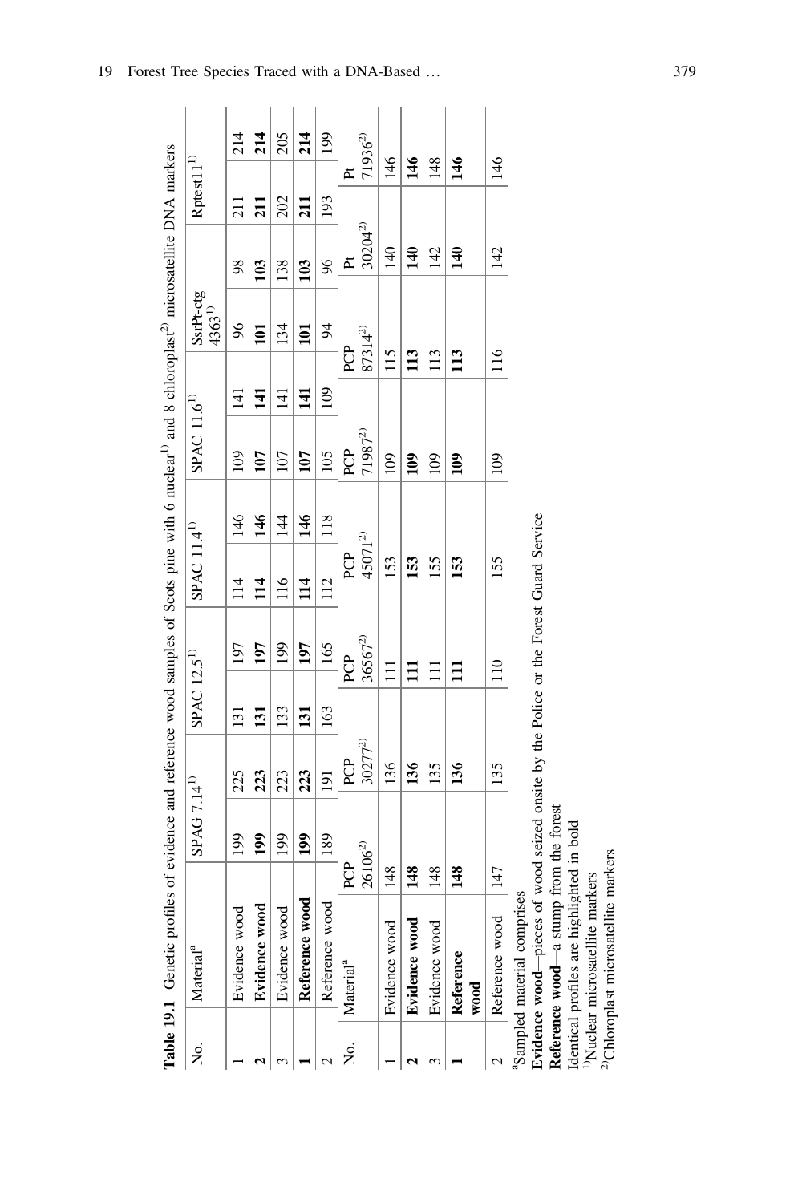**Table 19.1** Genetic profiles of evidence and reference wood samples of Scots pine with 6 nuclear[1)] and 8 chloroplast[2)] microsatellite DNA markers

| No. | Material[a] | SPAG 7.14[1)] | | SPAC 12.5[1)] | | SPAC 11.4[1)] | | SPAC 11.6[1)] | | SsrPt-ctg 4363[1)] | | Rptest11[1)] | |
|---|---|---|---|---|---|---|---|---|---|---|---|---|---|
| 1 | Evidence wood | 199 | 225 | 131 | 197 | 114 | 146 | 109 | 141 | 96 | 98 | 211 | 214 |
| **2** | **Evidence wood** | **199** | **223** | **131** | **197** | **114** | **146** | **107** | **141** | **101** | **103** | **211** | **214** |
| 3 | Evidence wood | 199 | 223 | 133 | 199 | 116 | 144 | 107 | 141 | 134 | 138 | 202 | 205 |
| **1** | **Reference wood** | **199** | **223** | **131** | **197** | **114** | **146** | **107** | **141** | **101** | **103** | **211** | **214** |
| 2 | Reference wood | 189 | 191 | 163 | 165 | 112 | 118 | 105 | 109 | 94 | 96 | 193 | 199 |
| **No.** | **Material[a]** | **PCP 26106[2)]** | **PCP 30277[2)]** | **PCP 36567[2)]** | | **PCP 45071[2)]** | | **PCP 71987[2)]** | | **PCP 87314[2)]** | **Pt 30204[2)]** | **Pt 71936[2)]** | |
| 1 | Evidence wood | 148 | 136 | 111 | | 153 | | 109 | | 115 | 140 | 146 | |
| **2** | **Evidence wood** | **148** | **136** | **111** | | **153** | | **109** | | **113** | **140** | **146** | |
| 3 | Evidence wood | 148 | 135 | 111 | | 155 | | 109 | | 113 | 142 | 148 | |
| **1** | **Reference wood** | **148** | **136** | **111** | | **153** | | **109** | | **113** | **140** | **146** | |
| 2 | Reference wood | 147 | 135 | 110 | | 155 | | 109 | | 116 | 142 | 146 | |

[a]Sampled material comprises
**Evidence wood**—pieces of wood seized onsite by the Police or the Forest Guard Service
**Reference wood**—a stump from the forest
Identical profiles are highlighted in bold
[1)]Nuclear microsatellite markers
[2)]Chloroplast microsatellite markers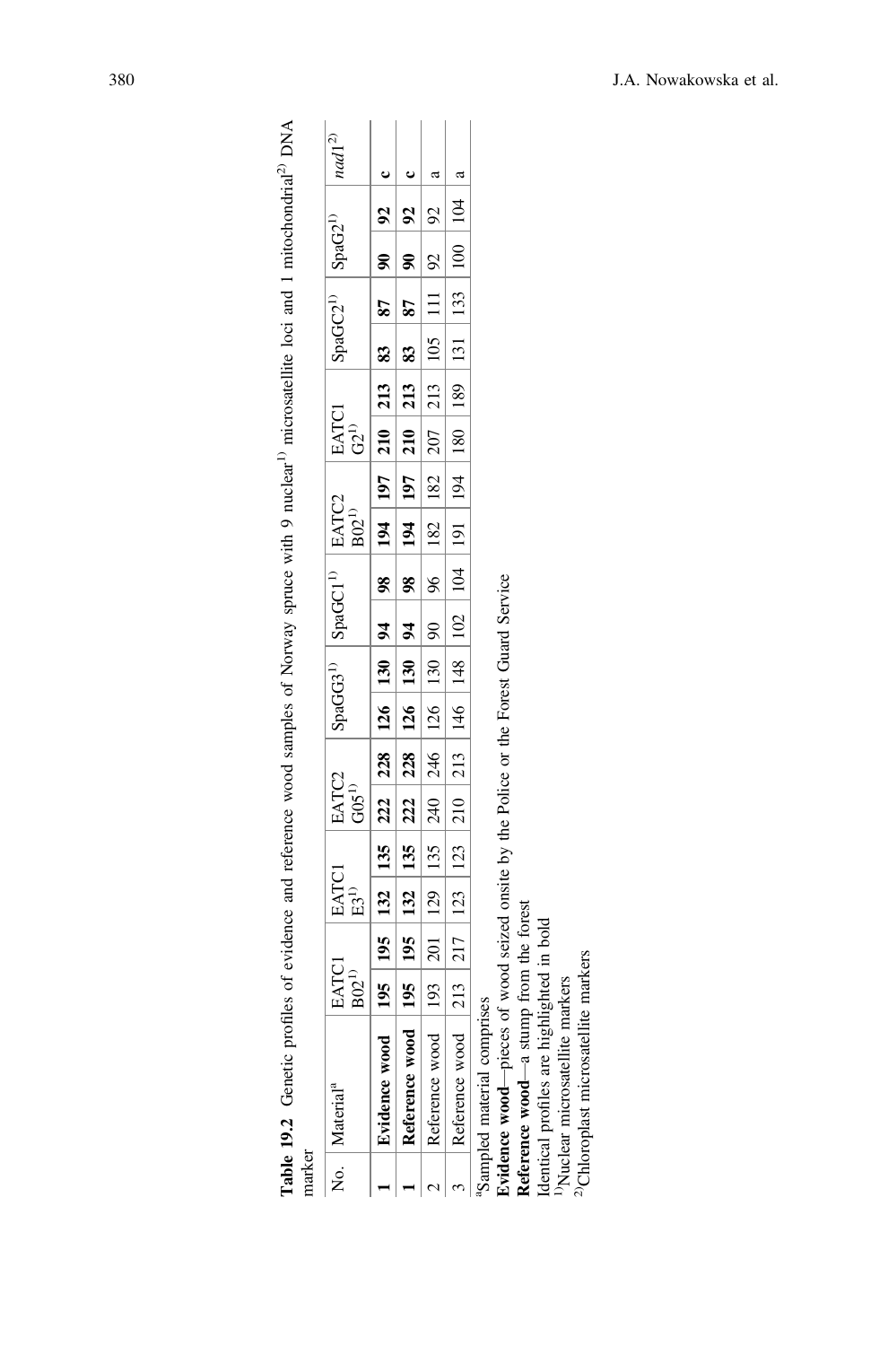**Table 19.2** Genetic profiles of evidence and reference wood samples of Norway spruce with 9 nuclear[1)] microsatellite loci and 1 mitochondrial[2)] DNA marker

| No. | Material[a] | EATC1 B02[1)] | | EATC1 E3[1)] | | EATC2 G05[1)] | | SpaGG3[1)] | | SpaGC1[1)] | | EATC2 B02[1)] | | EATC1 G2[1)] | | SpaGC2[1)] | | SpaG2[1)] | | *nad*1[2)] |
|---|---|---|---|---|---|---|---|---|---|---|---|---|---|---|---|---|---|---|---|---|
| **1** | **Evidence wood** | **195** | **195** | **132** | **135** | **222** | **228** | **126** | **130** | **94** | **98** | **194** | **197** | **210** | **213** | **83** | **87** | **90** | **92** | **c** |
| **1** | **Reference wood** | **195** | **195** | **132** | **135** | **222** | **228** | **126** | **130** | **94** | **98** | **194** | **197** | **210** | **213** | **83** | **87** | **90** | **92** | **c** |
| 2 | Reference wood | 193 | 201 | 129 | 135 | 240 | 246 | 126 | 130 | 90 | 96 | 182 | 182 | 207 | 213 | 105 | 111 | 92 | 92 | a |
| 3 | Reference wood | 213 | 217 | 123 | 123 | 210 | 213 | 146 | 148 | 102 | 104 | 191 | 194 | 180 | 189 | 131 | 133 | 100 | 104 | a |

[a]Sampled material comprises

**Evidence wood**—pieces of wood seized onsite by the Police or the Forest Guard Service

**Reference wood**—a stump from the forest

Identical profiles are highlighted in bold

[1)]Nuclear microsatellite markers

[2)]Chloroplast microsatellite markers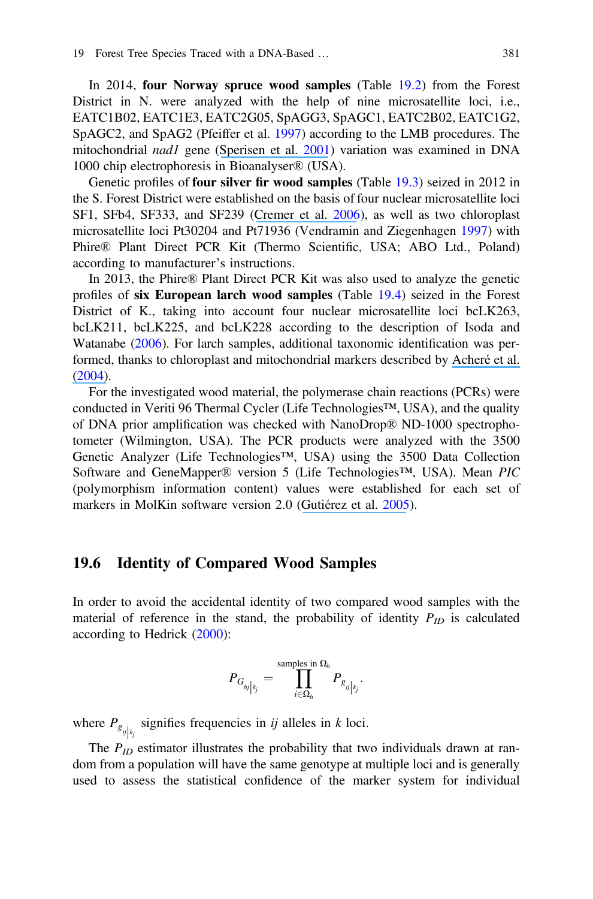In 2014, **four Norway spruce wood samples** (Table 19.2) from the Forest District in N. were analyzed with the help of nine microsatellite loci, i.e., EATC1B02, EATC1E3, EATC2G05, SpAGG3, SpAGC1, EATC2B02, EATC1G2, SpAGC2, and SpAG2 (Pfeiffer et al. 1997) according to the LMB procedures. The mitochondrial *nad1* gene (Sperisen et al. 2001) variation was examined in DNA 1000 chip electrophoresis in Bioanalyser® (USA).

Genetic profiles of **four silver fir wood samples** (Table 19.3) seized in 2012 in the S. Forest District were established on the basis of four nuclear microsatellite loci SF1, SFb4, SF333, and SF239 (Cremer et al. 2006), as well as two chloroplast microsatellite loci Pt30204 and Pt71936 (Vendramin and Ziegenhagen 1997) with Phire® Plant Direct PCR Kit (Thermo Scientific, USA; ABO Ltd., Poland) according to manufacturer's instructions.

In 2013, the Phire® Plant Direct PCR Kit was also used to analyze the genetic profiles of **six European larch wood samples** (Table 19.4) seized in the Forest District of K., taking into account four nuclear microsatellite loci bcLK263, bcLK211, bcLK225, and bcLK228 according to the description of Isoda and Watanabe (2006). For larch samples, additional taxonomic identification was performed, thanks to chloroplast and mitochondrial markers described by Acheré et al. (2004).

For the investigated wood material, the polymerase chain reactions (PCRs) were conducted in Veriti 96 Thermal Cycler (Life Technologies™, USA), and the quality of DNA prior amplification was checked with NanoDrop® ND-1000 spectrophotometer (Wilmington, USA). The PCR products were analyzed with the 3500 Genetic Analyzer (Life Technologies™, USA) using the 3500 Data Collection Software and GeneMapper® version 5 (Life Technologies™, USA). Mean *PIC* (polymorphism information content) values were established for each set of markers in MolKin software version 2.0 (Gutiérez et al. 2005).

## 19.6 Identity of Compared Wood Samples

In order to avoid the accidental identity of two compared wood samples with the material of reference in the stand, the probability of identity $P_{ID}$ is calculated according to Hedrick (2000):

$$P_{G_{hj}|k_j} = \prod_{i \in \Omega_h}^{\text{samples in } \Omega_h} P_{g_{ij}|k_j}.$$

where $P_{g_{ij}|k_j}$ signifies frequencies in *ij* alleles in *k* loci.

The $P_{ID}$ estimator illustrates the probability that two individuals drawn at random from a population will have the same genotype at multiple loci and is generally used to assess the statistical confidence of the marker system for individual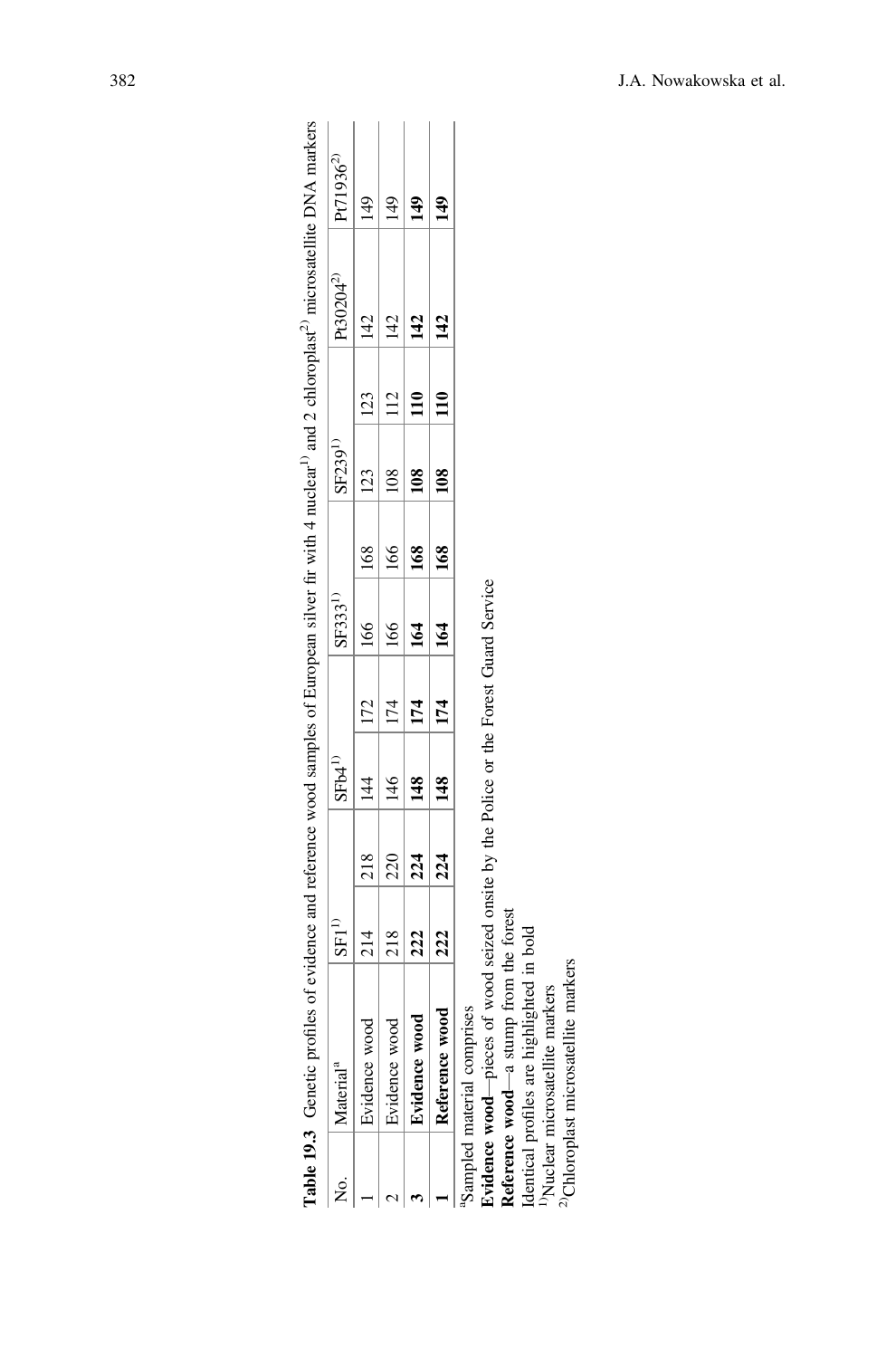**Table 19.3** Genetic profiles of evidence and reference wood samples of European silver fir with 4 nuclear[1)] and 2 chloroplast[2)] microsatellite DNA markers

| No. | Material[a] | SF1[1)] | | SFb4[1)] | | SF333[1)] | | SF239[1)] | | Pt30204[2)] | Pt71936[2)] |
|---|---|---|---|---|---|---|---|---|---|---|---|
| 1 | Evidence wood | 214 | 218 | 144 | 172 | 166 | 168 | 123 | 123 | 142 | 149 |
| 2 | Evidence wood | 218 | 220 | 146 | 174 | 166 | 166 | 108 | 112 | 142 | 149 |
| **3** | **Evidence wood** | **222** | **224** | **148** | **174** | **164** | **168** | **108** | **110** | **142** | **149** |
| **1** | **Reference wood** | **222** | **224** | **148** | **174** | **164** | **168** | **108** | **110** | **142** | **149** |

[a]Sampled material comprises

**Evidence wood**—pieces of wood seized onsite by the Police or the Forest Guard Service

**Reference wood**—a stump from the forest

Identical profiles are highlighted in bold

[1)]Nuclear microsatellite markers

[2)]Chloroplast microsatellite markers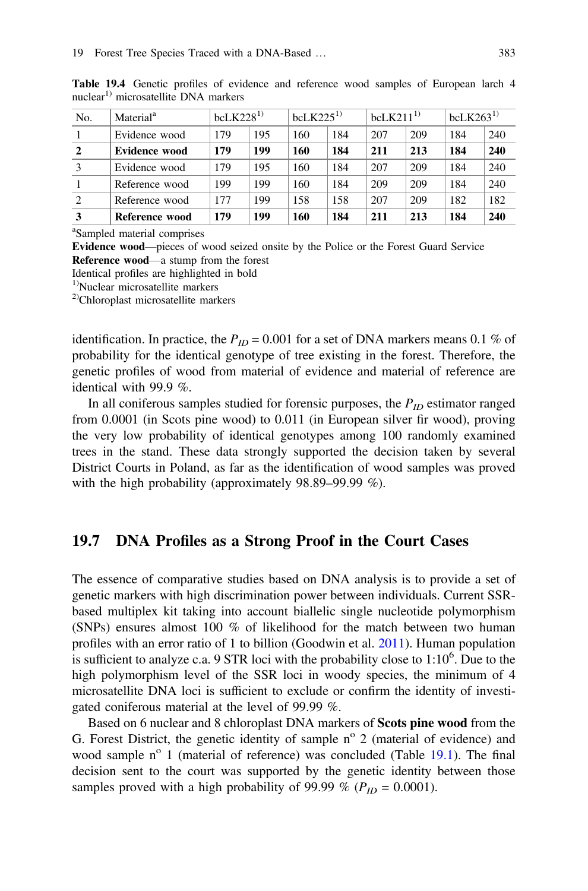**Table 19.4** Genetic profiles of evidence and reference wood samples of European larch 4 nuclear[1)] microsatellite DNA markers

| No. | Material[a] | bcLK228[1)] | | bcLK225[1)] | | bcLK211[1)] | | bcLK263[1)] | |
|---|---|---|---|---|---|---|---|---|---|
| 1 | Evidence wood | 179 | 195 | 160 | 184 | 207 | 209 | 184 | 240 |
| **2** | **Evidence wood** | **179** | **199** | **160** | **184** | **211** | **213** | **184** | **240** |
| 3 | Evidence wood | 179 | 195 | 160 | 184 | 207 | 209 | 184 | 240 |
| 1 | Reference wood | 199 | 199 | 160 | 184 | 209 | 209 | 184 | 240 |
| 2 | Reference wood | 177 | 199 | 158 | 158 | 207 | 209 | 182 | 182 |
| **3** | **Reference wood** | **179** | **199** | **160** | **184** | **211** | **213** | **184** | **240** |

[a]Sampled material comprises
**Evidence wood**—pieces of wood seized onsite by the Police or the Forest Guard Service
**Reference wood**—a stump from the forest
Identical profiles are highlighted in bold
[1)]Nuclear microsatellite markers
[2)]Chloroplast microsatellite markers

identification. In practice, the $P_{ID} = 0.001$ for a set of DNA markers means 0.1 % of probability for the identical genotype of tree existing in the forest. Therefore, the genetic profiles of wood from material of evidence and material of reference are identical with 99.9 %.

In all coniferous samples studied for forensic purposes, the $P_{ID}$ estimator ranged from 0.0001 (in Scots pine wood) to 0.011 (in European silver fir wood), proving the very low probability of identical genotypes among 100 randomly examined trees in the stand. These data strongly supported the decision taken by several District Courts in Poland, as far as the identification of wood samples was proved with the high probability (approximately 98.89–99.99 %).

## 19.7 DNA Profiles as a Strong Proof in the Court Cases

The essence of comparative studies based on DNA analysis is to provide a set of genetic markers with high discrimination power between individuals. Current SSR-based multiplex kit taking into account biallelic single nucleotide polymorphism (SNPs) ensures almost 100 % of likelihood for the match between two human profiles with an error ratio of 1 to billion (Goodwin et al. 2011). Human population is sufficient to analyze c.a. 9 STR loci with the probability close to $1{:}10^6$. Due to the high polymorphism level of the SSR loci in woody species, the minimum of 4 microsatellite DNA loci is sufficient to exclude or confirm the identity of investigated coniferous material at the level of 99.99 %.

Based on 6 nuclear and 8 chloroplast DNA markers of **Scots pine wood** from the G. Forest District, the genetic identity of sample n° 2 (material of evidence) and wood sample n° 1 (material of reference) was concluded (Table 19.1). The final decision sent to the court was supported by the genetic identity between those samples proved with a high probability of 99.99 % ($P_{ID} = 0.0001$).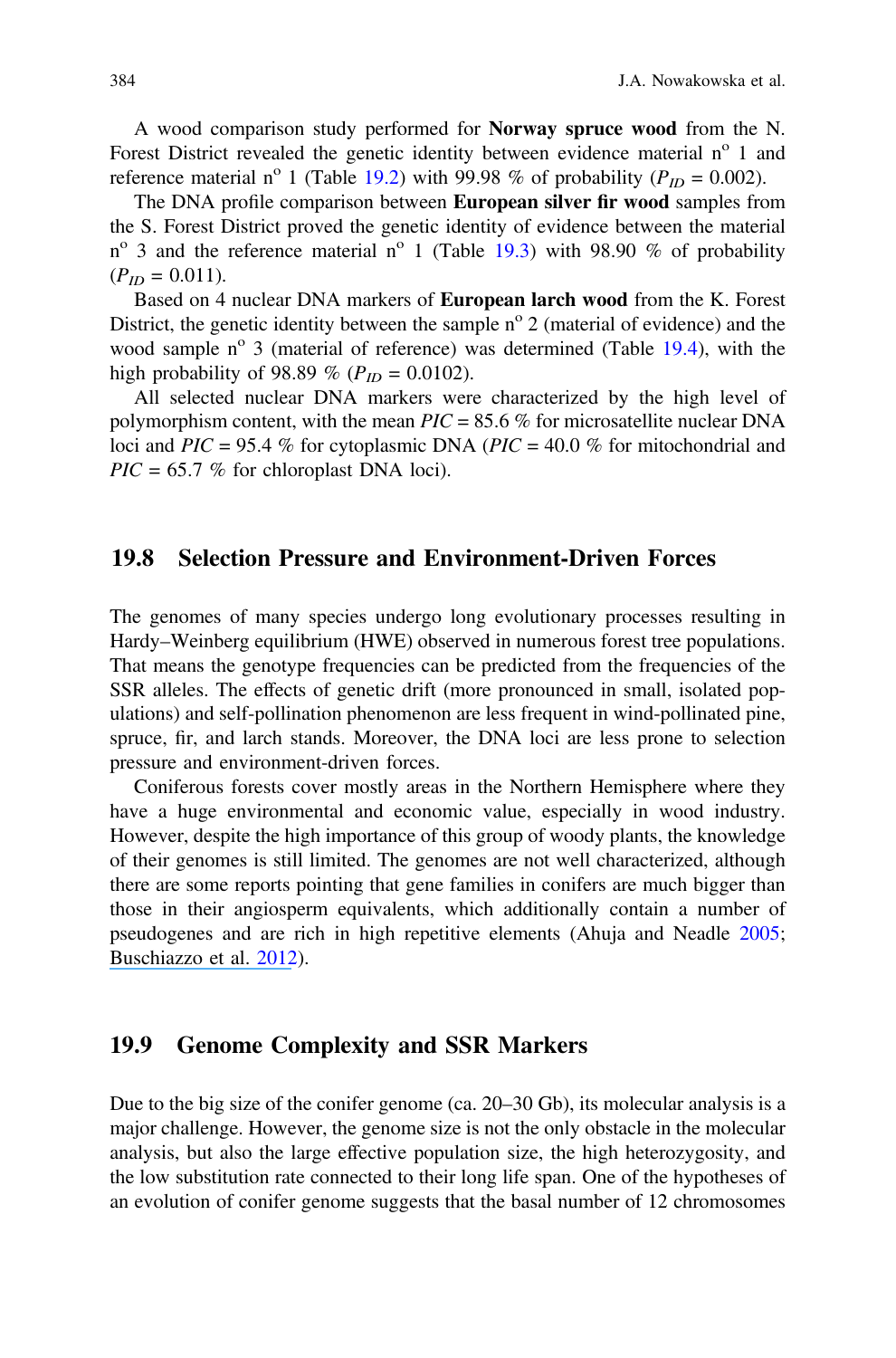A wood comparison study performed for **Norway spruce wood** from the N. Forest District revealed the genetic identity between evidence material n° 1 and reference material n° 1 (Table 19.2) with 99.98 % of probability ($P_{ID}$ = 0.002).

The DNA profile comparison between **European silver fir wood** samples from the S. Forest District proved the genetic identity of evidence between the material n° 3 and the reference material n° 1 (Table 19.3) with 98.90 % of probability ($P_{ID}$ = 0.011).

Based on 4 nuclear DNA markers of **European larch wood** from the K. Forest District, the genetic identity between the sample n° 2 (material of evidence) and the wood sample n° 3 (material of reference) was determined (Table 19.4), with the high probability of 98.89 % ($P_{ID}$ = 0.0102).

All selected nuclear DNA markers were characterized by the high level of polymorphism content, with the mean *PIC* = 85.6 % for microsatellite nuclear DNA loci and *PIC* = 95.4 % for cytoplasmic DNA (*PIC* = 40.0 % for mitochondrial and *PIC* = 65.7 % for chloroplast DNA loci).

## 19.8 Selection Pressure and Environment-Driven Forces

The genomes of many species undergo long evolutionary processes resulting in Hardy–Weinberg equilibrium (HWE) observed in numerous forest tree populations. That means the genotype frequencies can be predicted from the frequencies of the SSR alleles. The effects of genetic drift (more pronounced in small, isolated populations) and self-pollination phenomenon are less frequent in wind-pollinated pine, spruce, fir, and larch stands. Moreover, the DNA loci are less prone to selection pressure and environment-driven forces.

Coniferous forests cover mostly areas in the Northern Hemisphere where they have a huge environmental and economic value, especially in wood industry. However, despite the high importance of this group of woody plants, the knowledge of their genomes is still limited. The genomes are not well characterized, although there are some reports pointing that gene families in conifers are much bigger than those in their angiosperm equivalents, which additionally contain a number of pseudogenes and are rich in high repetitive elements (Ahuja and Neadle 2005; Buschiazzo et al. 2012).

## 19.9 Genome Complexity and SSR Markers

Due to the big size of the conifer genome (ca. 20–30 Gb), its molecular analysis is a major challenge. However, the genome size is not the only obstacle in the molecular analysis, but also the large effective population size, the high heterozygosity, and the low substitution rate connected to their long life span. One of the hypotheses of an evolution of conifer genome suggests that the basal number of 12 chromosomes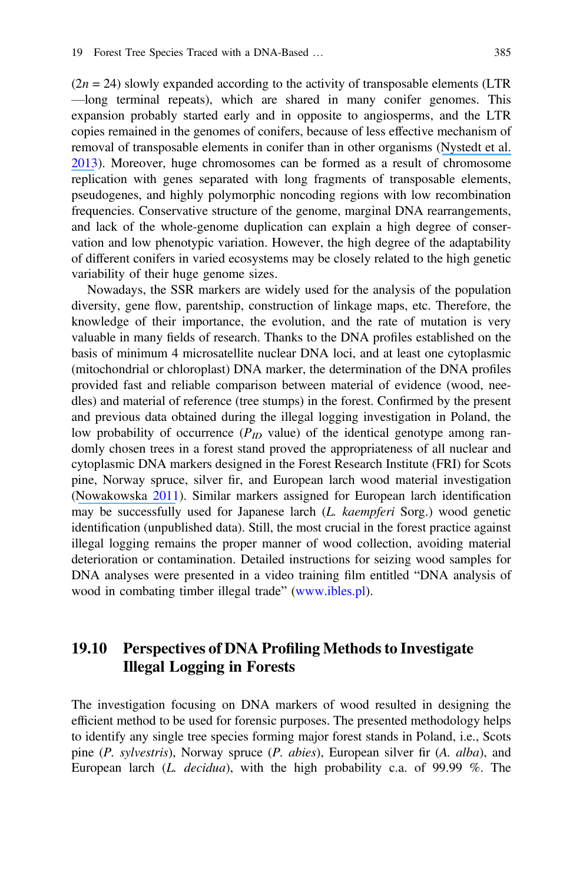($2n = 24$) slowly expanded according to the activity of transposable elements (LTR —long terminal repeats), which are shared in many conifer genomes. This expansion probably started early and in opposite to angiosperms, and the LTR copies remained in the genomes of conifers, because of less effective mechanism of removal of transposable elements in conifer than in other organisms (Nystedt et al. 2013). Moreover, huge chromosomes can be formed as a result of chromosome replication with genes separated with long fragments of transposable elements, pseudogenes, and highly polymorphic noncoding regions with low recombination frequencies. Conservative structure of the genome, marginal DNA rearrangements, and lack of the whole-genome duplication can explain a high degree of conservation and low phenotypic variation. However, the high degree of the adaptability of different conifers in varied ecosystems may be closely related to the high genetic variability of their huge genome sizes.

Nowadays, the SSR markers are widely used for the analysis of the population diversity, gene flow, parentship, construction of linkage maps, etc. Therefore, the knowledge of their importance, the evolution, and the rate of mutation is very valuable in many fields of research. Thanks to the DNA profiles established on the basis of minimum 4 microsatellite nuclear DNA loci, and at least one cytoplasmic (mitochondrial or chloroplast) DNA marker, the determination of the DNA profiles provided fast and reliable comparison between material of evidence (wood, needles) and material of reference (tree stumps) in the forest. Confirmed by the present and previous data obtained during the illegal logging investigation in Poland, the low probability of occurrence ($P_{ID}$ value) of the identical genotype among randomly chosen trees in a forest stand proved the appropriateness of all nuclear and cytoplasmic DNA markers designed in the Forest Research Institute (FRI) for Scots pine, Norway spruce, silver fir, and European larch wood material investigation (Nowakowska 2011). Similar markers assigned for European larch identification may be successfully used for Japanese larch (*L. kaempferi* Sorg.) wood genetic identification (unpublished data). Still, the most crucial in the forest practice against illegal logging remains the proper manner of wood collection, avoiding material deterioration or contamination. Detailed instructions for seizing wood samples for DNA analyses were presented in a video training film entitled "DNA analysis of wood in combating timber illegal trade" (www.ibles.pl).

## 19.10 Perspectives of DNA Profiling Methods to Investigate Illegal Logging in Forests

The investigation focusing on DNA markers of wood resulted in designing the efficient method to be used for forensic purposes. The presented methodology helps to identify any single tree species forming major forest stands in Poland, i.e., Scots pine (*P. sylvestris*), Norway spruce (*P. abies*), European silver fir (*A. alba*), and European larch (*L. decidua*), with the high probability c.a. of 99.99 %. The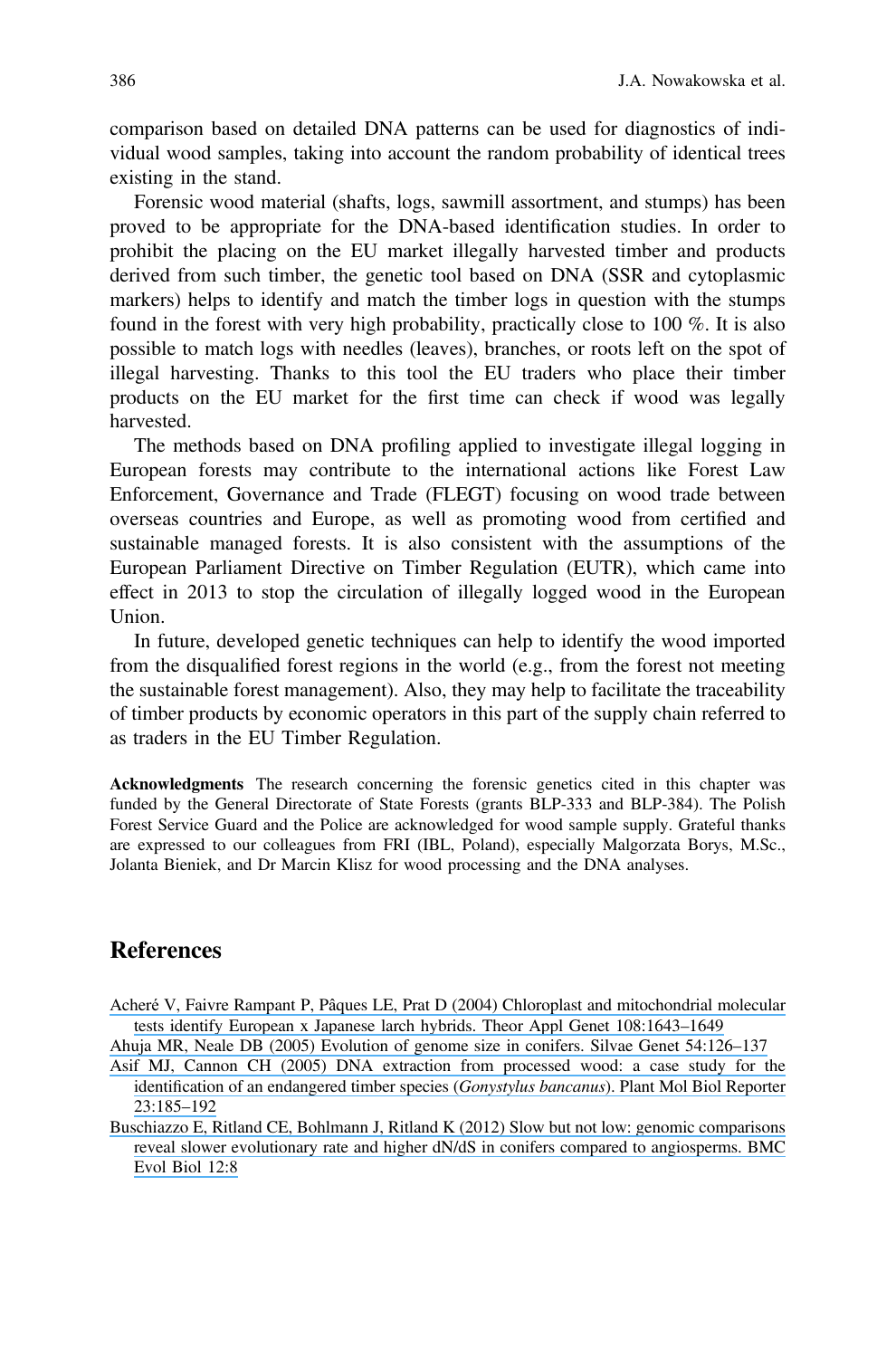comparison based on detailed DNA patterns can be used for diagnostics of individual wood samples, taking into account the random probability of identical trees existing in the stand.

Forensic wood material (shafts, logs, sawmill assortment, and stumps) has been proved to be appropriate for the DNA-based identification studies. In order to prohibit the placing on the EU market illegally harvested timber and products derived from such timber, the genetic tool based on DNA (SSR and cytoplasmic markers) helps to identify and match the timber logs in question with the stumps found in the forest with very high probability, practically close to 100 %. It is also possible to match logs with needles (leaves), branches, or roots left on the spot of illegal harvesting. Thanks to this tool the EU traders who place their timber products on the EU market for the first time can check if wood was legally harvested.

The methods based on DNA profiling applied to investigate illegal logging in European forests may contribute to the international actions like Forest Law Enforcement, Governance and Trade (FLEGT) focusing on wood trade between overseas countries and Europe, as well as promoting wood from certified and sustainable managed forests. It is also consistent with the assumptions of the European Parliament Directive on Timber Regulation (EUTR), which came into effect in 2013 to stop the circulation of illegally logged wood in the European Union.

In future, developed genetic techniques can help to identify the wood imported from the disqualified forest regions in the world (e.g., from the forest not meeting the sustainable forest management). Also, they may help to facilitate the traceability of timber products by economic operators in this part of the supply chain referred to as traders in the EU Timber Regulation.

**Acknowledgments** The research concerning the forensic genetics cited in this chapter was funded by the General Directorate of State Forests (grants BLP-333 and BLP-384). The Polish Forest Service Guard and the Police are acknowledged for wood sample supply. Grateful thanks are expressed to our colleagues from FRI (IBL, Poland), especially Malgorzata Borys, M.Sc., Jolanta Bieniek, and Dr Marcin Klisz for wood processing and the DNA analyses.

## References

Acheré V, Faivre Rampant P, Pâques LE, Prat D (2004) Chloroplast and mitochondrial molecular tests identify European x Japanese larch hybrids. Theor Appl Genet 108:1643–1649

Ahuja MR, Neale DB (2005) Evolution of genome size in conifers. Silvae Genet 54:126–137

Asif MJ, Cannon CH (2005) DNA extraction from processed wood: a case study for the identification of an endangered timber species (*Gonystylus bancanus*). Plant Mol Biol Reporter 23:185–192

Buschiazzo E, Ritland CE, Bohlmann J, Ritland K (2012) Slow but not low: genomic comparisons reveal slower evolutionary rate and higher dN/dS in conifers compared to angiosperms. BMC Evol Biol 12:8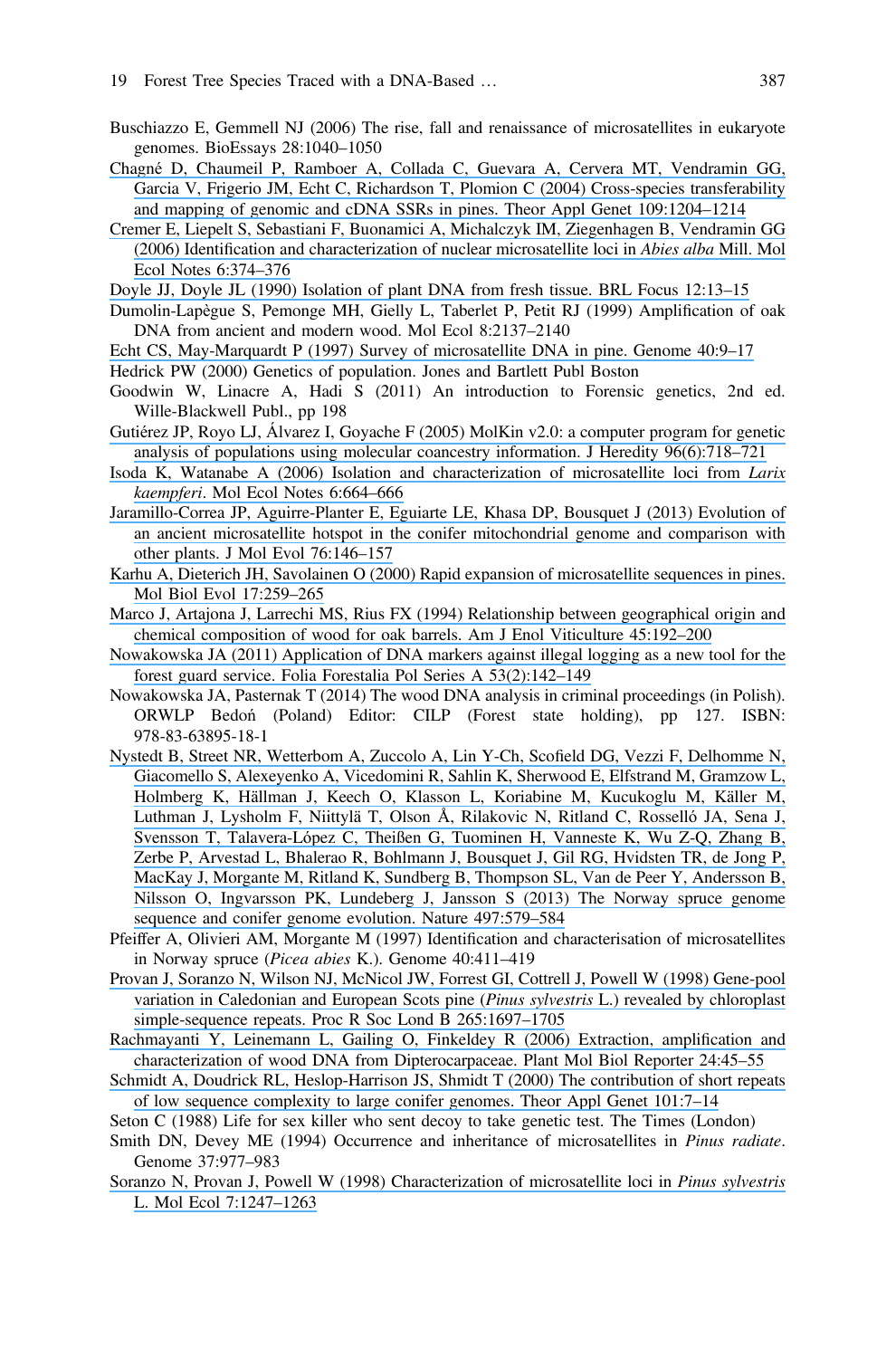Buschiazzo E, Gemmell NJ (2006) The rise, fall and renaissance of microsatellites in eukaryote genomes. BioEssays 28:1040–1050

Chagné D, Chaumeil P, Ramboer A, Collada C, Guevara A, Cervera MT, Vendramin GG, Garcia V, Frigerio JM, Echt C, Richardson T, Plomion C (2004) Cross-species transferability and mapping of genomic and cDNA SSRs in pines. Theor Appl Genet 109:1204–1214

Cremer E, Liepelt S, Sebastiani F, Buonamici A, Michalczyk IM, Ziegenhagen B, Vendramin GG (2006) Identification and characterization of nuclear microsatellite loci in *Abies alba* Mill. Mol Ecol Notes 6:374–376

Doyle JJ, Doyle JL (1990) Isolation of plant DNA from fresh tissue. BRL Focus 12:13–15

Dumolin-Lapègue S, Pemonge MH, Gielly L, Taberlet P, Petit RJ (1999) Amplification of oak DNA from ancient and modern wood. Mol Ecol 8:2137–2140

Echt CS, May-Marquardt P (1997) Survey of microsatellite DNA in pine. Genome 40:9–17

Hedrick PW (2000) Genetics of population. Jones and Bartlett Publ Boston

Goodwin W, Linacre A, Hadi S (2011) An introduction to Forensic genetics, 2nd ed. Wille-Blackwell Publ., pp 198

Gutiérez JP, Royo LJ, Álvarez I, Goyache F (2005) MolKin v2.0: a computer program for genetic analysis of populations using molecular coancestry information. J Heredity 96(6):718–721

Isoda K, Watanabe A (2006) Isolation and characterization of microsatellite loci from *Larix kaempferi*. Mol Ecol Notes 6:664–666

Jaramillo-Correa JP, Aguirre-Planter E, Eguiarte LE, Khasa DP, Bousquet J (2013) Evolution of an ancient microsatellite hotspot in the conifer mitochondrial genome and comparison with other plants. J Mol Evol 76:146–157

Karhu A, Dieterich JH, Savolainen O (2000) Rapid expansion of microsatellite sequences in pines. Mol Biol Evol 17:259–265

Marco J, Artajona J, Larrechi MS, Rius FX (1994) Relationship between geographical origin and chemical composition of wood for oak barrels. Am J Enol Viticulture 45:192–200

Nowakowska JA (2011) Application of DNA markers against illegal logging as a new tool for the forest guard service. Folia Forestalia Pol Series A 53(2):142–149

Nowakowska JA, Pasternak T (2014) The wood DNA analysis in criminal proceedings (in Polish). ORWLP Bedoń (Poland) Editor: CILP (Forest state holding), pp 127. ISBN: 978-83-63895-18-1

Nystedt B, Street NR, Wetterbom A, Zuccolo A, Lin Y-Ch, Scofield DG, Vezzi F, Delhomme N, Giacomello S, Alexeyenko A, Vicedomini R, Sahlin K, Sherwood E, Elfstrand M, Gramzow L, Holmberg K, Hällman J, Keech O, Klasson L, Koriabine M, Kucukoglu M, Käller M, Luthman J, Lysholm F, Niittylä T, Olson Å, Rilakovic N, Ritland C, Rosselló JA, Sena J, Svensson T, Talavera-López C, Theißen G, Tuominen H, Vanneste K, Wu Z-Q, Zhang B, Zerbe P, Arvestad L, Bhalerao R, Bohlmann J, Bousquet J, Gil RG, Hvidsten TR, de Jong P, MacKay J, Morgante M, Ritland K, Sundberg B, Thompson SL, Van de Peer Y, Andersson B, Nilsson O, Ingvarsson PK, Lundeberg J, Jansson S (2013) The Norway spruce genome sequence and conifer genome evolution. Nature 497:579–584

Pfeiffer A, Olivieri AM, Morgante M (1997) Identification and characterisation of microsatellites in Norway spruce (*Picea abies* K.). Genome 40:411–419

Provan J, Soranzo N, Wilson NJ, McNicol JW, Forrest GI, Cottrell J, Powell W (1998) Gene-pool variation in Caledonian and European Scots pine (*Pinus sylvestris* L.) revealed by chloroplast simple-sequence repeats. Proc R Soc Lond B 265:1697–1705

Rachmayanti Y, Leinemann L, Gailing O, Finkeldey R (2006) Extraction, amplification and characterization of wood DNA from Dipterocarpaceae. Plant Mol Biol Reporter 24:45–55

Schmidt A, Doudrick RL, Heslop-Harrison JS, Shmidt T (2000) The contribution of short repeats of low sequence complexity to large conifer genomes. Theor Appl Genet 101:7–14

Seton C (1988) Life for sex killer who sent decoy to take genetic test. The Times (London)

Smith DN, Devey ME (1994) Occurrence and inheritance of microsatellites in *Pinus radiate*. Genome 37:977–983

Soranzo N, Provan J, Powell W (1998) Characterization of microsatellite loci in *Pinus sylvestris* L. Mol Ecol 7:1247–1263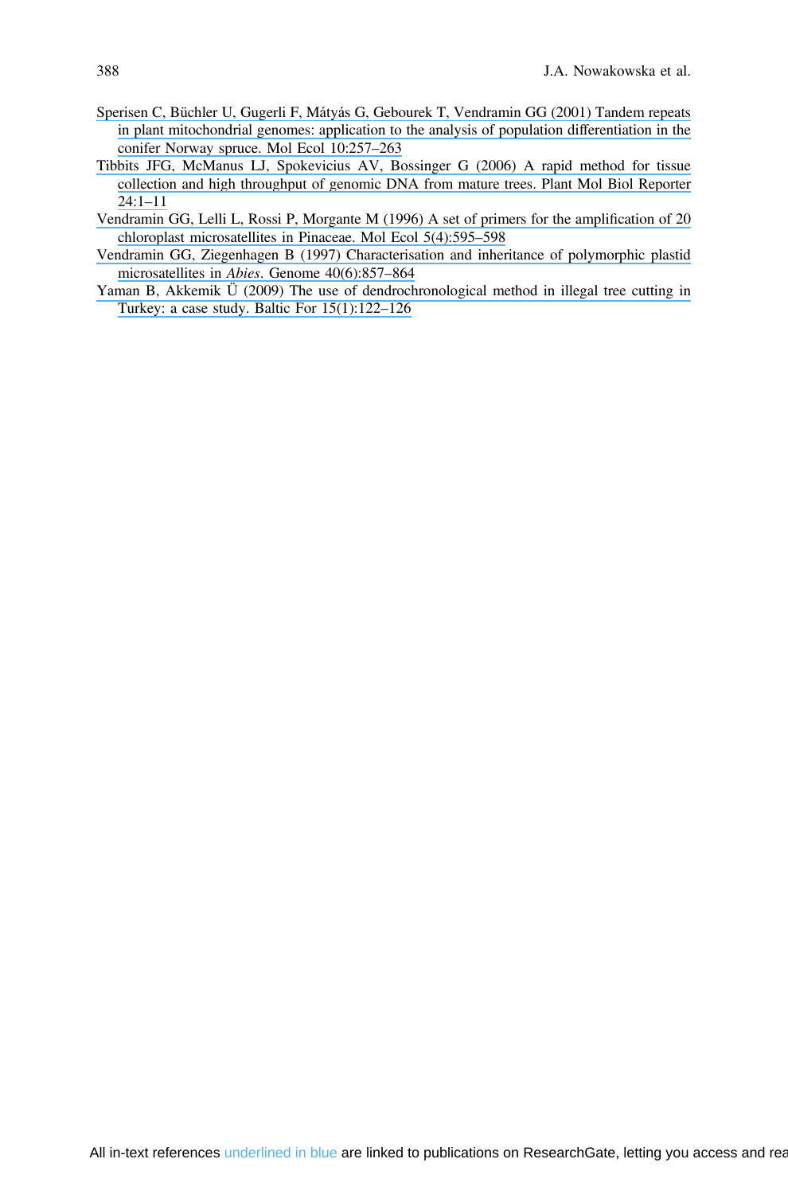Sperisen C, Büchler U, Gugerli F, Mátyás G, Gebourek T, Vendramin GG (2001) Tandem repeats in plant mitochondrial genomes: application to the analysis of population differentiation in the conifer Norway spruce. Mol Ecol 10:257–263

Tibbits JFG, McManus LJ, Spokevicius AV, Bossinger G (2006) A rapid method for tissue collection and high throughput of genomic DNA from mature trees. Plant Mol Biol Reporter 24:1–11

Vendramin GG, Lelli L, Rossi P, Morgante M (1996) A set of primers for the amplification of 20 chloroplast microsatellites in Pinaceae. Mol Ecol 5(4):595–598

Vendramin GG, Ziegenhagen B (1997) Characterisation and inheritance of polymorphic plastid microsatellites in *Abies*. Genome 40(6):857–864

Yaman B, Akkemik Ü (2009) The use of dendrochronological method in illegal tree cutting in Turkey: a case study. Baltic For 15(1):122–126

All in-text references underlined in blue are linked to publications on ResearchGate, letting you access and rea